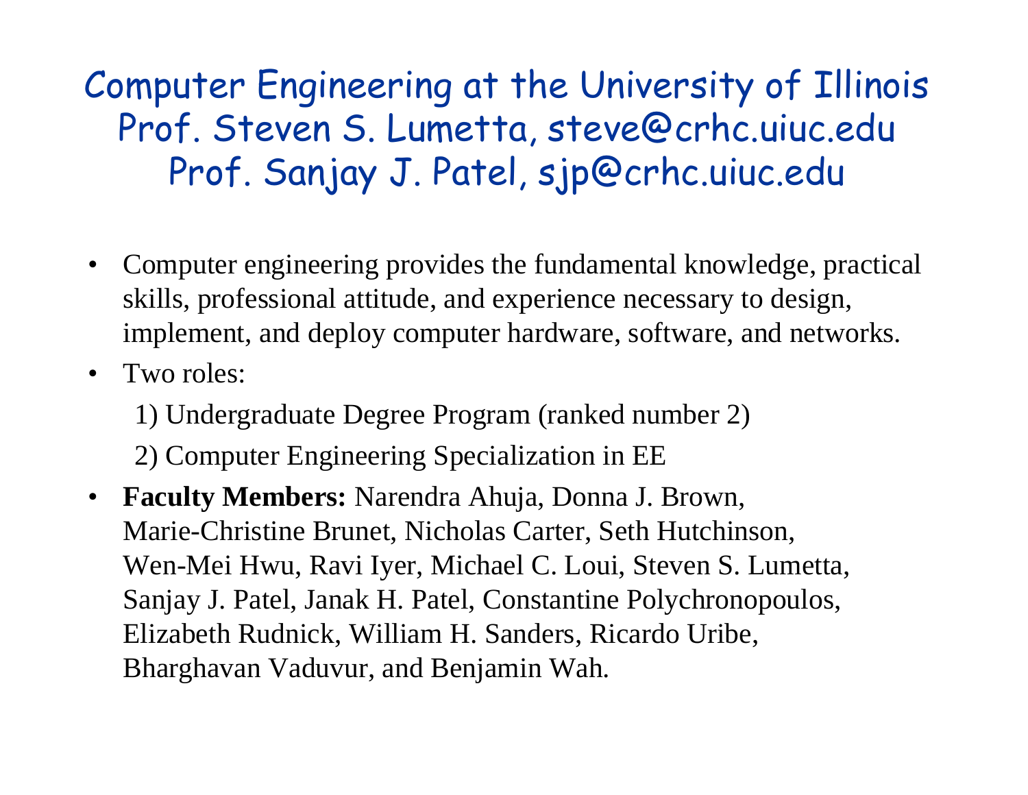# Computer Engineering at the University of Illinois
## Prof. Steven S. Lumetta, steve@crhc.uiuc.edu
## Prof. Sanjay J. Patel, sjp@crhc.uiuc.edu

- Computer engineering provides the fundamental knowledge, practical skills, professional attitude, and experience necessary to design, implement, and deploy computer hardware, software, and networks.
- Two roles:

  1) Undergraduate Degree Program (ranked number 2)

  2) Computer Engineering Specialization in EE
- **Faculty Members:** Narendra Ahuja, Donna J. Brown, Marie-Christine Brunet, Nicholas Carter, Seth Hutchinson, Wen-Mei Hwu, Ravi Iyer, Michael C. Loui, Steven S. Lumetta, Sanjay J. Patel, Janak H. Patel, Constantine Polychronopoulos, Elizabeth Rudnick, William H. Sanders, Ricardo Uribe, Bharghavan Vaduvur, and Benjamin Wah.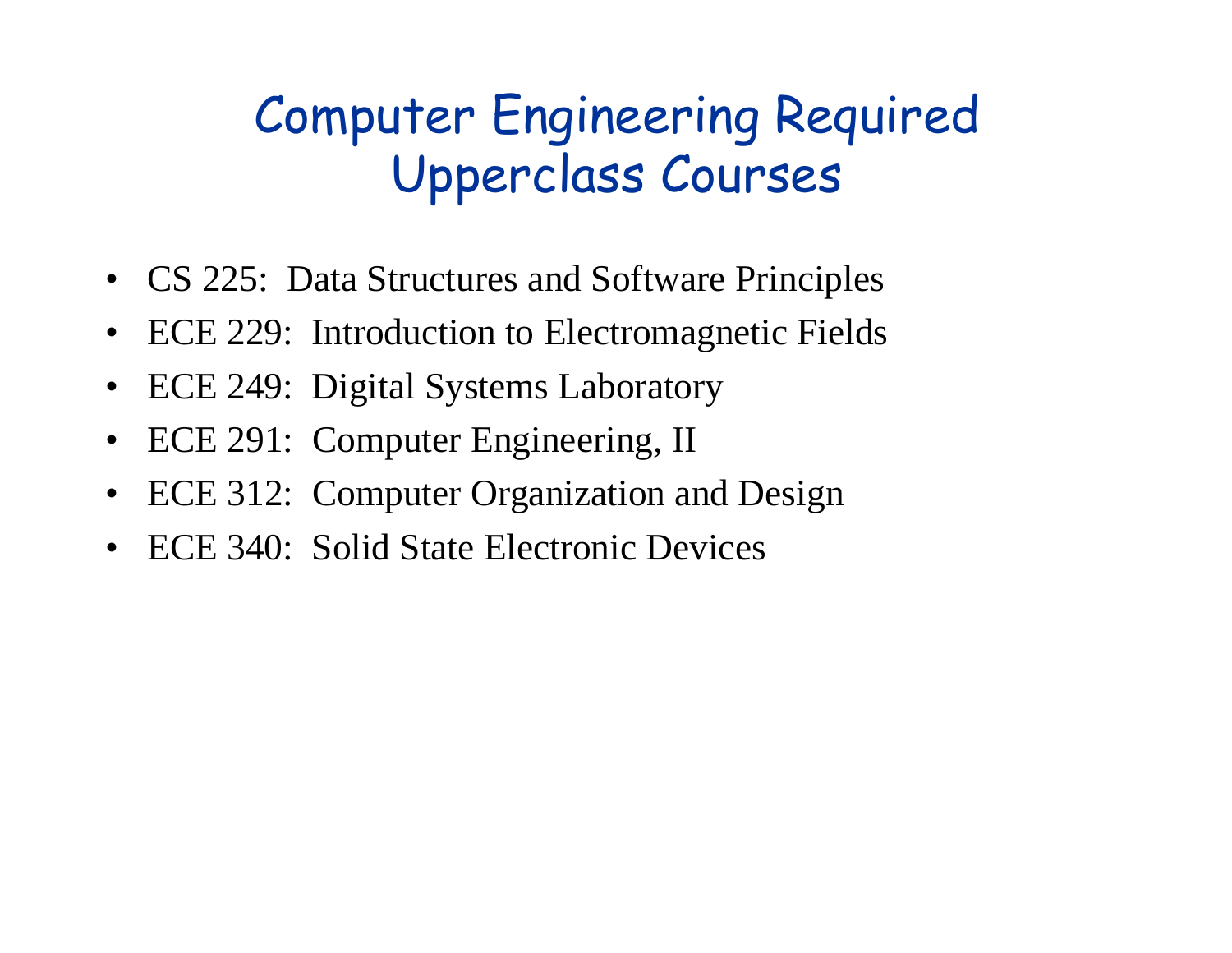# Computer Engineering Required Upperclass Courses

- CS 225: Data Structures and Software Principles
- ECE 229: Introduction to Electromagnetic Fields
- ECE 249: Digital Systems Laboratory
- ECE 291: Computer Engineering, II
- ECE 312: Computer Organization and Design
- ECE 340: Solid State Electronic Devices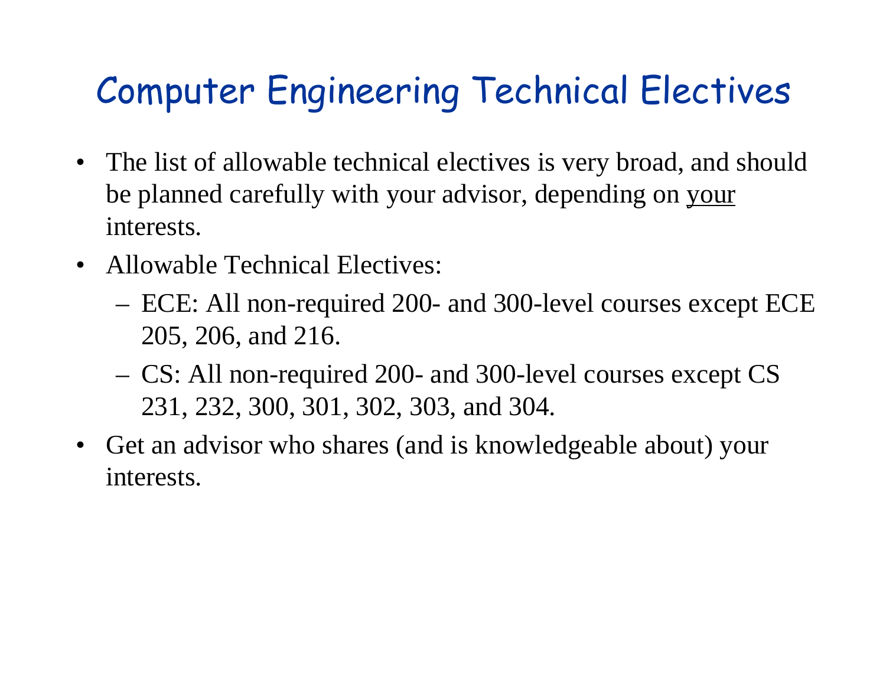# Computer Engineering Technical Electives

- The list of allowable technical electives is very broad, and should be planned carefully with your advisor, depending on <u>your</u> interests.
- Allowable Technical Electives:
  - ECE: All non-required 200- and 300-level courses except ECE 205, 206, and 216.
  - CS: All non-required 200- and 300-level courses except CS 231, 232, 300, 301, 302, 303, and 304.
- Get an advisor who shares (and is knowledgeable about) your interests.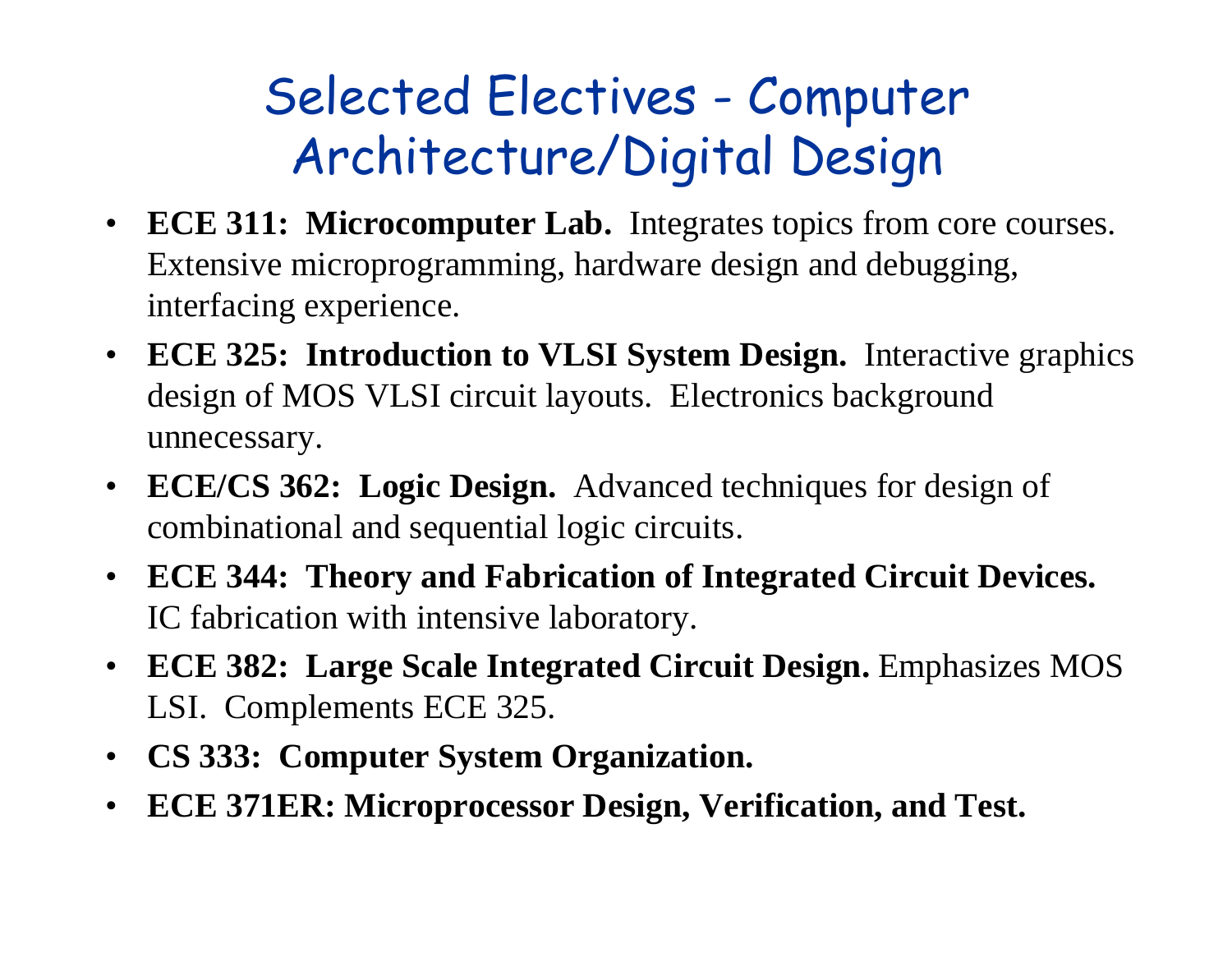# Selected Electives - Computer Architecture/Digital Design

- **ECE 311: Microcomputer Lab.** Integrates topics from core courses. Extensive microprogramming, hardware design and debugging, interfacing experience.
- **ECE 325: Introduction to VLSI System Design.** Interactive graphics design of MOS VLSI circuit layouts. Electronics background unnecessary.
- **ECE/CS 362: Logic Design.** Advanced techniques for design of combinational and sequential logic circuits.
- **ECE 344: Theory and Fabrication of Integrated Circuit Devices.** IC fabrication with intensive laboratory.
- **ECE 382: Large Scale Integrated Circuit Design.** Emphasizes MOS LSI. Complements ECE 325.
- **CS 333: Computer System Organization.**
- **ECE 371ER: Microprocessor Design, Verification, and Test.**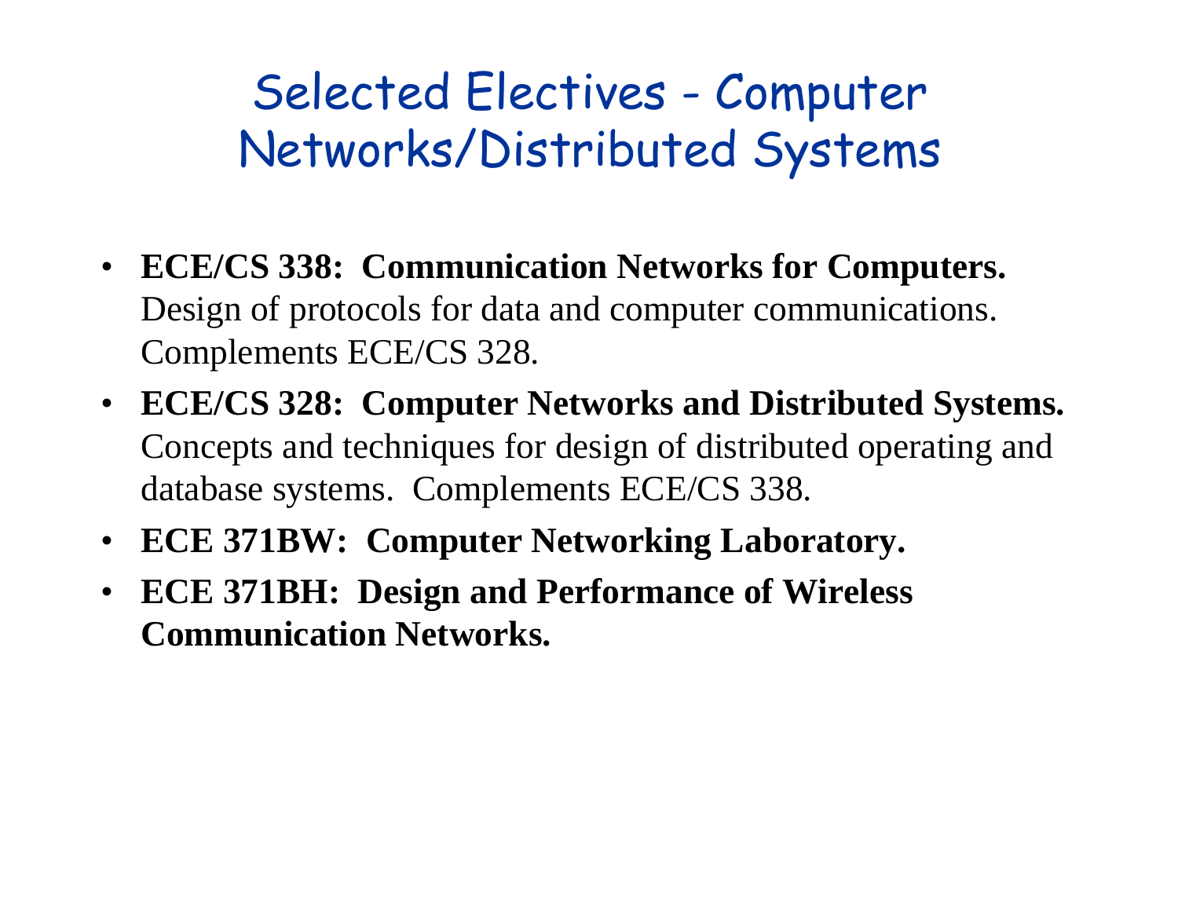# Selected Electives - Computer Networks/Distributed Systems

- **ECE/CS 338: Communication Networks for Computers.** Design of protocols for data and computer communications. Complements ECE/CS 328.
- **ECE/CS 328: Computer Networks and Distributed Systems.** Concepts and techniques for design of distributed operating and database systems. Complements ECE/CS 338.
- **ECE 371BW: Computer Networking Laboratory.**
- **ECE 371BH: Design and Performance of Wireless Communication Networks.**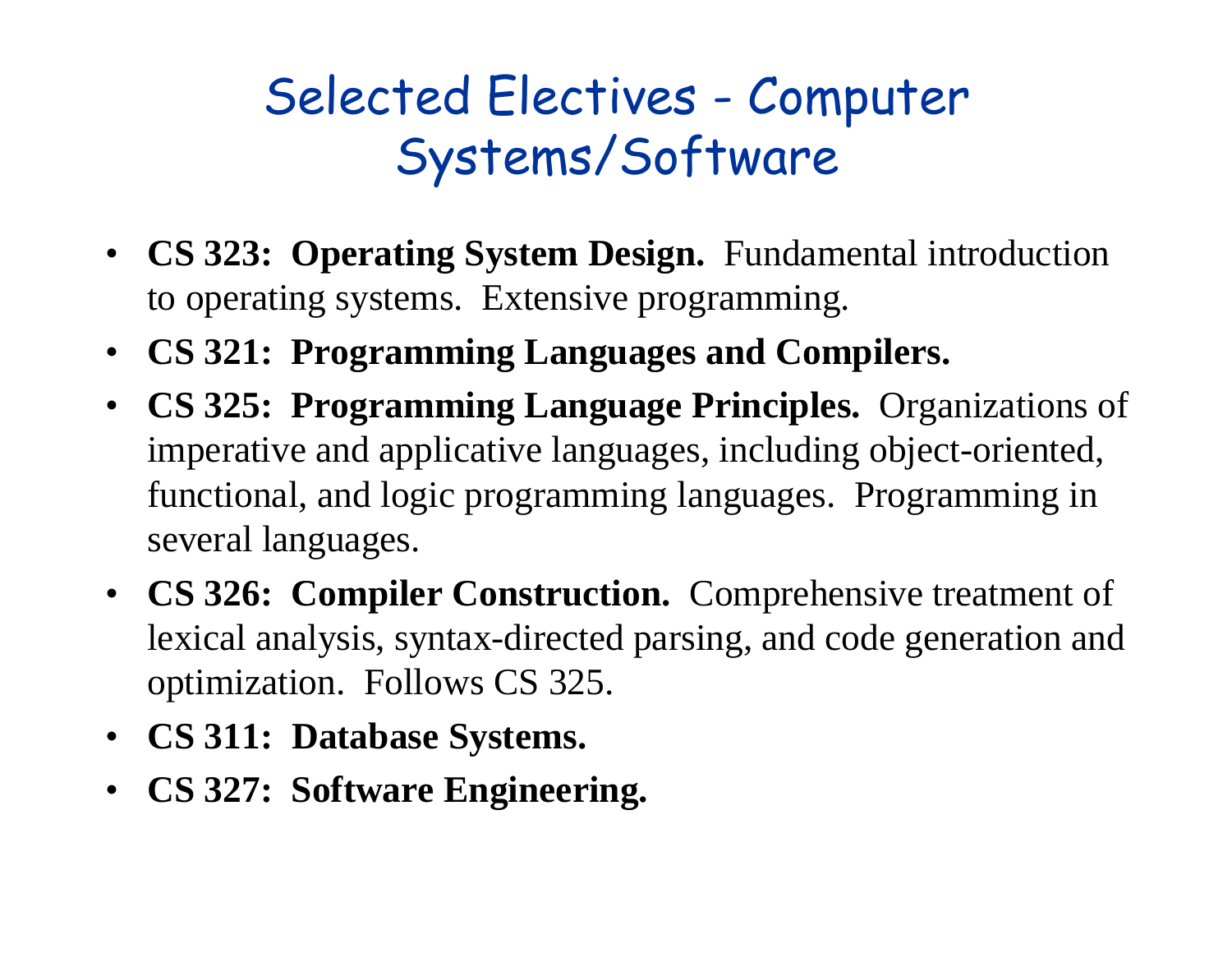# Selected Electives - Computer Systems/Software

- **CS 323: Operating System Design.** Fundamental introduction to operating systems. Extensive programming.
- **CS 321: Programming Languages and Compilers.**
- **CS 325: Programming Language Principles.** Organizations of imperative and applicative languages, including object-oriented, functional, and logic programming languages. Programming in several languages.
- **CS 326: Compiler Construction.** Comprehensive treatment of lexical analysis, syntax-directed parsing, and code generation and optimization. Follows CS 325.
- **CS 311: Database Systems.**
- **CS 327: Software Engineering.**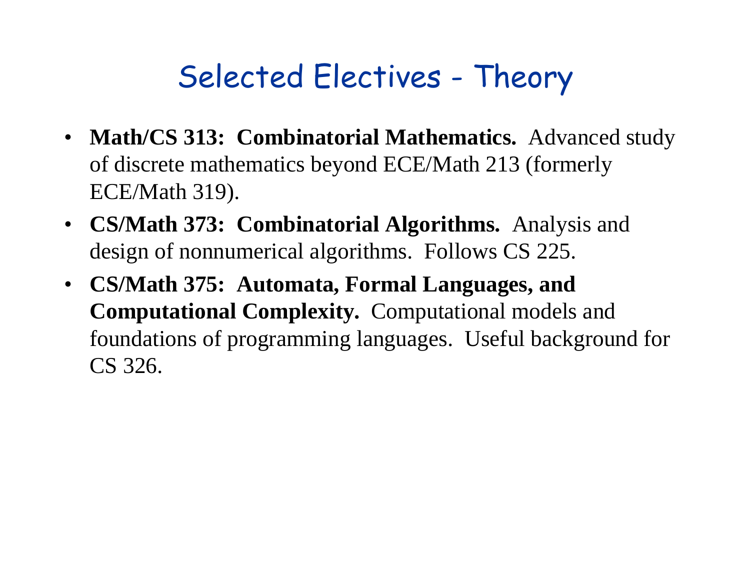# Selected Electives - Theory

- **Math/CS 313: Combinatorial Mathematics.** Advanced study of discrete mathematics beyond ECE/Math 213 (formerly ECE/Math 319).
- **CS/Math 373: Combinatorial Algorithms.** Analysis and design of nonnumerical algorithms. Follows CS 225.
- **CS/Math 375: Automata, Formal Languages, and Computational Complexity.** Computational models and foundations of programming languages. Useful background for CS 326.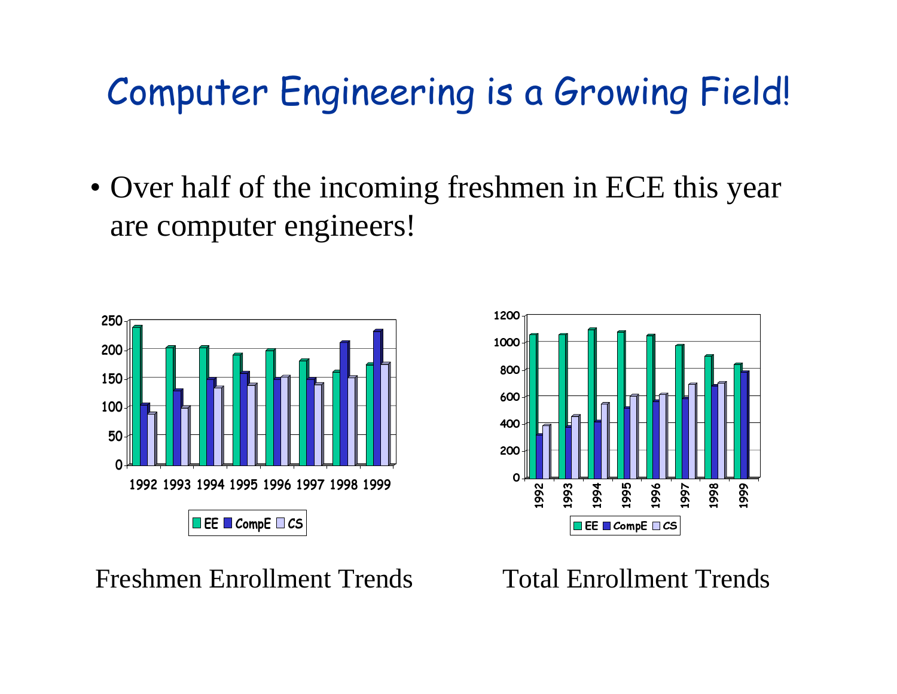# Computer Engineering is a Growing Field!

- Over half of the incoming freshmen in ECE this year are computer engineers!

Freshmen Enrollment Trends

Total Enrollment Trends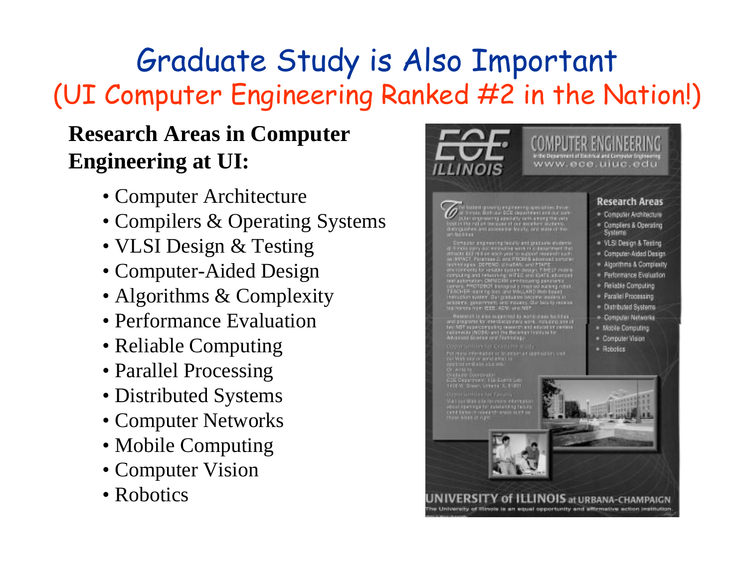# Graduate Study is Also Important

## (UI Computer Engineering Ranked #2 in the Nation!)

**Research Areas in Computer Engineering at UI:**

- Computer Architecture
- Compilers & Operating Systems
- VLSI Design & Testing
- Computer-Aided Design
- Algorithms & Complexity
- Performance Evaluation
- Reliable Computing
- Parallel Processing
- Distributed Systems
- Computer Networks
- Mobile Computing
- Computer Vision
- Robotics